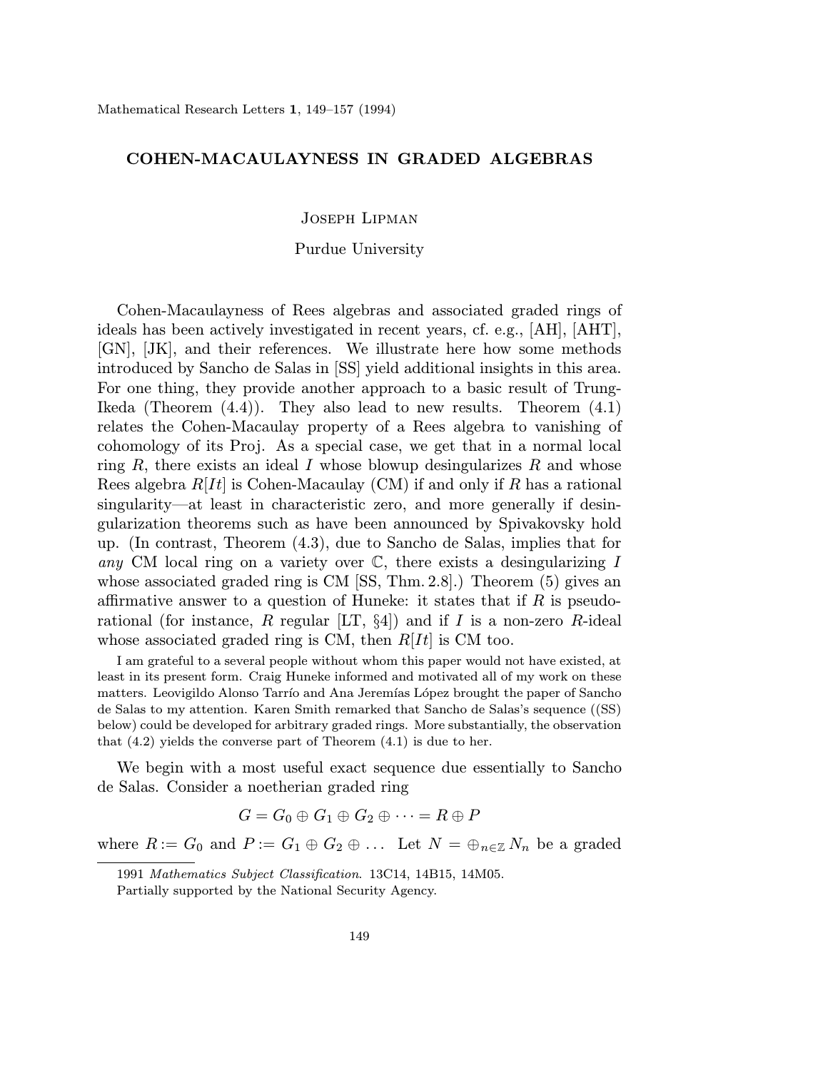# COHEN-MACAULAYNESS IN GRADED ALGEBRAS

Joseph Lipman

Purdue University

Cohen-Macaulayness of Rees algebras and associated graded rings of ideals has been actively investigated in recent years, cf. e.g., [AH], [AHT], [GN], [JK], and their references. We illustrate here how some methods introduced by Sancho de Salas in [SS] yield additional insights in this area. For one thing, they provide another approach to a basic result of Trung-Ikeda (Theorem (4.4)). They also lead to new results. Theorem (4.1) relates the Cohen-Macaulay property of a Rees algebra to vanishing of cohomology of its Proj. As a special case, we get that in a normal local ring $R$, there exists an ideal $I$ whose blowup desingularizes $R$ and whose Rees algebra $R[It]$ is Cohen-Macaulay (CM) if and only if $R$ has a rational singularity—at least in characteristic zero, and more generally if desingularization theorems such as have been announced by Spivakovsky hold up. (In contrast, Theorem (4.3), due to Sancho de Salas, implies that for *any* CM local ring on a variety over $\mathbb{C}$, there exists a desingularizing $I$ whose associated graded ring is CM [SS, Thm. 2.8].) Theorem (5) gives an affirmative answer to a question of Huneke: it states that if $R$ is pseudo-rational (for instance, $R$ regular [LT, §4]) and if $I$ is a non-zero $R$-ideal whose associated graded ring is CM, then $R[It]$ is CM too.

I am grateful to a several people without whom this paper would not have existed, at least in its present form. Craig Huneke informed and motivated all of my work on these matters. Leovigildo Alonso Tarrío and Ana Jeremías López brought the paper of Sancho de Salas to my attention. Karen Smith remarked that Sancho de Salas's sequence ((SS) below) could be developed for arbitrary graded rings. More substantially, the observation that (4.2) yields the converse part of Theorem (4.1) is due to her.

We begin with a most useful exact sequence due essentially to Sancho de Salas. Consider a noetherian graded ring

$$G = G_0 \oplus G_1 \oplus G_2 \oplus \cdots = R \oplus P$$

where $R := G_0$ and $P := G_1 \oplus G_2 \oplus \ldots$ Let $N = \oplus_{n\in\mathbb{Z}} N_n$ be a graded

---

1991 *Mathematics Subject Classification*. 13C14, 14B15, 14M05.

Partially supported by the National Security Agency.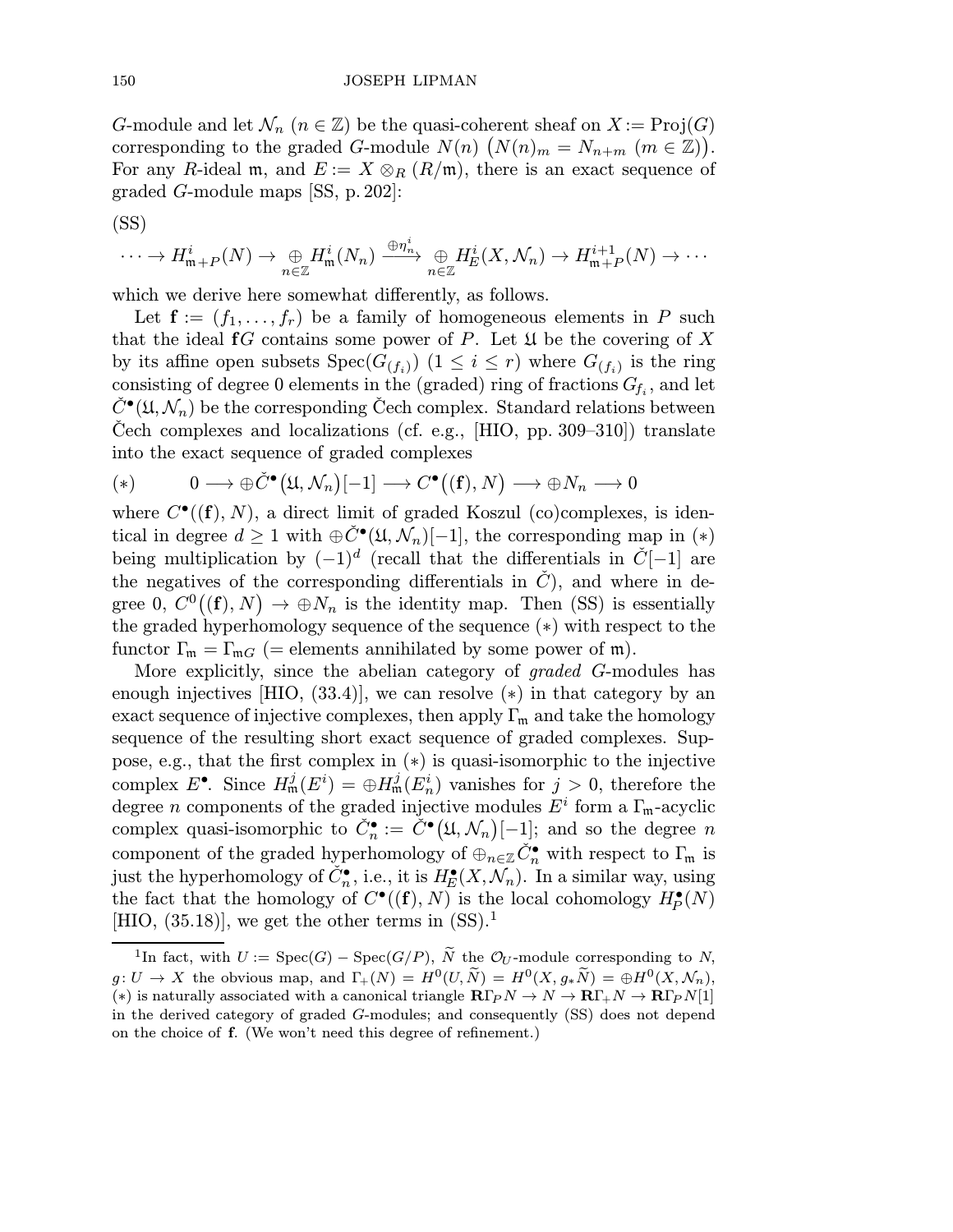$G$-module and let $\mathcal{N}_n$ $(n \in \mathbb{Z})$ be the quasi-coherent sheaf on $X := \operatorname{Proj}(G)$ corresponding to the graded $G$-module $N(n)$ $\big(N(n)_m = N_{n+m}$ $(m \in \mathbb{Z})\big)$. For any $R$-ideal $\mathfrak{m}$, and $E := X \otimes_R (R/\mathfrak{m})$, there is an exact sequence of graded $G$-module maps [SS, p. 202]:

(SS)

$$\cdots \to H^i_{\mathfrak{m}+P}(N) \to \underset{n\in\mathbb{Z}}{\oplus} H^i_{\mathfrak{m}}(N_n) \xrightarrow{\oplus \eta^i_n} \underset{n\in\mathbb{Z}}{\oplus} H^i_E(X, \mathcal{N}_n) \to H^{i+1}_{\mathfrak{m}+P}(N) \to \cdots$$

which we derive here somewhat differently, as follows.

Let $\mathbf{f} := (f_1, \ldots, f_r)$ be a family of homogeneous elements in $P$ such that the ideal $\mathbf{f}G$ contains some power of $P$. Let $\mathfrak{U}$ be the covering of $X$ by its affine open subsets $\operatorname{Spec}(G_{(f_i)})$ $(1 \le i \le r)$ where $G_{(f_i)}$ is the ring consisting of degree 0 elements in the (graded) ring of fractions $G_{f_i}$, and let $\check{C}^\bullet(\mathfrak{U}, \mathcal{N}_n)$ be the corresponding Čech complex. Standard relations between Čech complexes and localizations (cf. e.g., [HIO, pp. 309–310]) translate into the exact sequence of graded complexes

$$(*) \qquad 0 \longrightarrow \oplus \check{C}^\bullet\big(\mathfrak{U}, \mathcal{N}_n\big)[-1] \longrightarrow C^\bullet\big((\mathbf{f}), N\big) \longrightarrow \oplus N_n \longrightarrow 0$$

where $C^\bullet((\mathbf{f}), N)$, a direct limit of graded Koszul (co)complexes, is identical in degree $d \ge 1$ with $\oplus \check{C}^\bullet(\mathfrak{U}, \mathcal{N}_n)[-1]$, the corresponding map in $(*)$ being multiplication by $(-1)^d$ (recall that the differentials in $\check{C}[-1]$ are the negatives of the corresponding differentials in $\check{C}$), and where in degree 0, $C^0\big((\mathbf{f}), N\big) \to \oplus N_n$ is the identity map. Then (SS) is essentially the graded hyperhomology sequence of the sequence $(*)$ with respect to the functor $\Gamma_{\mathfrak{m}} = \Gamma_{\mathfrak{m}G}$ (= elements annihilated by some power of $\mathfrak{m}$).

More explicitly, since the abelian category of *graded* $G$-modules has enough injectives [HIO, (33.4)], we can resolve $(*)$ in that category by an exact sequence of injective complexes, then apply $\Gamma_{\mathfrak{m}}$ and take the homology sequence of the resulting short exact sequence of graded complexes. Suppose, e.g., that the first complex in $(*)$ is quasi-isomorphic to the injective complex $E^\bullet$. Since $H^j_{\mathfrak{m}}(E^i) = \oplus H^j_{\mathfrak{m}}(E^i_n)$ vanishes for $j > 0$, therefore the degree $n$ components of the graded injective modules $E^i$ form a $\Gamma_{\mathfrak{m}}$-acyclic complex quasi-isomorphic to $\check{C}'^\bullet_n := \check{C}^\bullet\big(\mathfrak{U}, \mathcal{N}_n\big)[-1]$; and so the degree $n$ component of the graded hyperhomology of $\oplus_{n\in\mathbb{Z}} \check{C}'^\bullet_n$ with respect to $\Gamma_{\mathfrak{m}}$ is just the hyperhomology of $\check{C}'^\bullet_n$, i.e., it is $H^\bullet_E(X, \mathcal{N}_n)$. In a similar way, using the fact that the homology of $C^\bullet((\mathbf{f}), N)$ is the local cohomology $H^\bullet_P(N)$ [HIO, (35.18)], we get the other terms in (SS).[1]

[1] In fact, with $U := \operatorname{Spec}(G) - \operatorname{Spec}(G/P)$, $\widetilde{N}$ the $\mathcal{O}_U$-module corresponding to $N$, $g\colon U \to X$ the obvious map, and $\Gamma_+(N) = H^0(U, \widetilde{N}) = H^0(X, g_*\widetilde{N}) = \oplus H^0(X, \mathcal{N}_n)$, $(*)$ is naturally associated with a canonical triangle $\mathbf{R}\Gamma_P N \to N \to \mathbf{R}\Gamma_+ N \to \mathbf{R}\Gamma_P N[1]$ in the derived category of graded $G$-modules; and consequently (SS) does not depend on the choice of $\mathbf{f}$. (We won't need this degree of refinement.)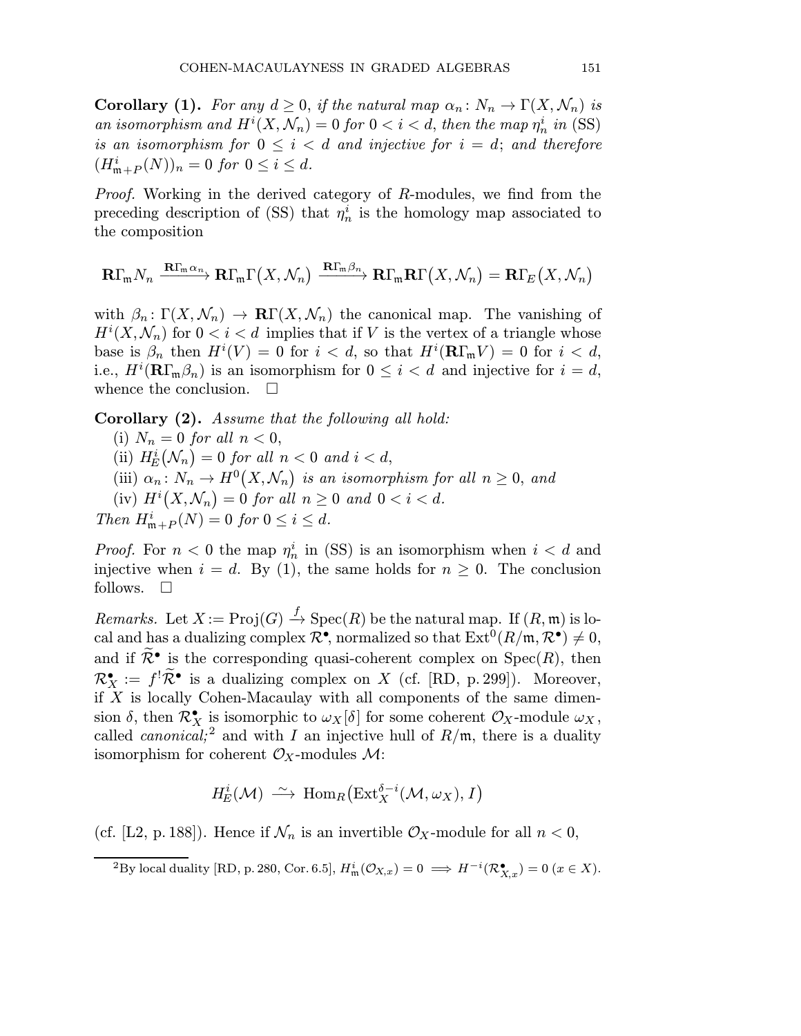**Corollary (1).** *For any $d \geq 0$, if the natural map $\alpha_n : N_n \to \Gamma(X, \mathcal{N}_n)$ is an isomorphism and $H^i(X, \mathcal{N}_n) = 0$ for $0 < i < d$, then the map $\eta_n^i$ in (SS) is an isomorphism for $0 \leq i < d$ and injective for $i = d$; and therefore $(H^i_{\mathfrak{m}+P}(N))_n = 0$ for $0 \leq i \leq d$.*

*Proof.* Working in the derived category of $R$-modules, we find from the preceding description of (SS) that $\eta_n^i$ is the homology map associated to the composition

$$\mathbf{R}\Gamma_{\mathfrak{m}} N_n \xrightarrow{\mathbf{R}\Gamma_{\mathfrak{m}} \alpha_n} \mathbf{R}\Gamma_{\mathfrak{m}} \Gamma\big(X, \mathcal{N}_n\big) \xrightarrow{\mathbf{R}\Gamma_{\mathfrak{m}} \beta_n} \mathbf{R}\Gamma_{\mathfrak{m}} \mathbf{R}\Gamma\big(X, \mathcal{N}_n\big) = \mathbf{R}\Gamma_E\big(X, \mathcal{N}_n\big)$$

with $\beta_n : \Gamma(X, \mathcal{N}_n) \to \mathbf{R}\Gamma(X, \mathcal{N}_n)$ the canonical map. The vanishing of $H^i(X, \mathcal{N}_n)$ for $0 < i < d$ implies that if $V$ is the vertex of a triangle whose base is $\beta_n$ then $H^i(V) = 0$ for $i < d$, so that $H^i(\mathbf{R}\Gamma_{\mathfrak{m}} V) = 0$ for $i < d$, i.e., $H^i(\mathbf{R}\Gamma_{\mathfrak{m}} \beta_n)$ is an isomorphism for $0 \leq i < d$ and injective for $i = d$, whence the conclusion. $\square$

**Corollary (2).** *Assume that the following all hold:*

(i) *$N_n = 0$ for all $n < 0$,*
(ii) *$H^i_E\big(\mathcal{N}_n\big) = 0$ for all $n < 0$ and $i < d$,*
(iii) *$\alpha_n : N_n \to H^0\big(X, \mathcal{N}_n\big)$ is an isomorphism for all $n \geq 0$, and*
(iv) *$H^i\big(X, \mathcal{N}_n\big) = 0$ for all $n \geq 0$ and $0 < i < d$.*

*Then $H^i_{\mathfrak{m}+P}(N) = 0$ for $0 \leq i \leq d$.*

*Proof.* For $n < 0$ the map $\eta_n^i$ in (SS) is an isomorphism when $i < d$ and injective when $i = d$. By (1), the same holds for $n \geq 0$. The conclusion follows. $\square$

*Remarks.* Let $X := \operatorname{Proj}(G) \xrightarrow{f} \operatorname{Spec}(R)$ be the natural map. If $(R, \mathfrak{m})$ is local and has a dualizing complex $\mathcal{R}^\bullet$, normalized so that $\operatorname{Ext}^0(R/\mathfrak{m}, \mathcal{R}^\bullet) \neq 0$, and if $\widetilde{\mathcal{R}}^\bullet$ is the corresponding quasi-coherent complex on $\operatorname{Spec}(R)$, then $\mathcal{R}^\bullet_X := f^! \widetilde{\mathcal{R}}^\bullet$ is a dualizing complex on $X$ (cf. [RD, p. 299]). Moreover, if $X$ is locally Cohen-Macaulay with all components of the same dimension $\delta$, then $\mathcal{R}^\bullet_X$ is isomorphic to $\omega_X[\delta]$ for some coherent $\mathcal{O}_X$-module $\omega_X$, called *canonical;*[2] and with $I$ an injective hull of $R/\mathfrak{m}$, there is a duality isomorphism for coherent $\mathcal{O}_X$-modules $\mathcal{M}$:

$$H^i_E(\mathcal{M}) \xrightarrow{\ \sim\ } \operatorname{Hom}_R\big(\operatorname{Ext}_X^{\delta - i}(\mathcal{M}, \omega_X), I\big)$$

(cf. [L2, p. 188]). Hence if $\mathcal{N}_n$ is an invertible $\mathcal{O}_X$-module for all $n < 0$,

---

[2] By local duality [RD, p. 280, Cor. 6.5], $H^i_{\mathfrak{m}}(\mathcal{O}_{X,x}) = 0 \implies H^{-i}(\mathcal{R}^\bullet_{X,x}) = 0$ $(x \in X)$.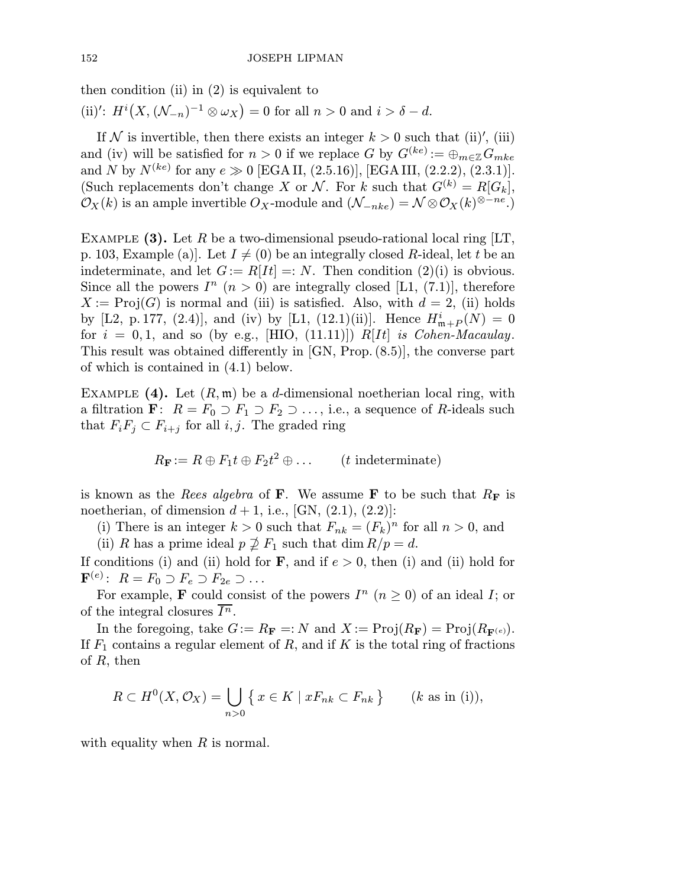then condition (ii) in (2) is equivalent to

(ii)$'$: $H^i\big(X, (\mathcal{N}_{-n})^{-1} \otimes \omega_X\big) = 0$ for all $n > 0$ and $i > \delta - d$.

If $\mathcal{N}$ is invertible, then there exists an integer $k > 0$ such that (ii)$'$, (iii) and (iv) will be satisfied for $n > 0$ if we replace $G$ by $G^{(ke)} := \oplus_{m\in\mathbb{Z}} G_{mke}$ and $N$ by $N^{(ke)}$ for any $e \gg 0$ [EGA II, (2.5.16)], [EGA III, (2.2.2), (2.3.1)]. (Such replacements don't change $X$ or $\mathcal{N}$. For $k$ such that $G^{(k)} = R[G_k]$, $\mathcal{O}_X(k)$ is an ample invertible $O_X$-module and $(\mathcal{N}_{-nke}) = \mathcal{N} \otimes \mathcal{O}_X(k)^{\otimes -ne}$.)

Example **(3).** Let $R$ be a two-dimensional pseudo-rational local ring [LT, p. 103, Example (a)]. Let $I \neq (0)$ be an integrally closed $R$-ideal, let $t$ be an indeterminate, and let $G := R[It] =: N$. Then condition (2)(i) is obvious. Since all the powers $I^n$ $(n > 0)$ are integrally closed [L1, (7.1)], therefore $X := \operatorname{Proj}(G)$ is normal and (iii) is satisfied. Also, with $d = 2$, (ii) holds by [L2, p. 177, (2.4)], and (iv) by [L1, (12.1)(ii)]. Hence $H^i_{\mathfrak{m}+P}(N) = 0$ for $i = 0, 1$, and so (by e.g., [HIO, (11.11)]) *$R[It]$ is Cohen-Macaulay.* This result was obtained differently in [GN, Prop. (8.5)], the converse part of which is contained in (4.1) below.

Example **(4).** Let $(R, \mathfrak{m})$ be a $d$-dimensional noetherian local ring, with a filtration $\mathbf{F}$: $R = F_0 \supset F_1 \supset F_2 \supset \dots$, i.e., a sequence of $R$-ideals such that $F_iF_j \subset F_{i+j}$ for all $i, j$. The graded ring

$$R_{\mathbf{F}} := R \oplus F_1 t \oplus F_2 t^2 \oplus \dots \qquad (t \text{ indeterminate})$$

is known as the *Rees algebra* of $\mathbf{F}$. We assume $\mathbf{F}$ to be such that $R_{\mathbf{F}}$ is noetherian, of dimension $d + 1$, i.e., [GN, (2.1), (2.2)]:

(i) There is an integer $k > 0$ such that $F_{nk} = (F_k)^n$ for all $n > 0$, and

(ii) $R$ has a prime ideal $p \not\supseteq F_1$ such that $\dim R/p = d$.

If conditions (i) and (ii) hold for $\mathbf{F}$, and if $e > 0$, then (i) and (ii) hold for $\mathbf{F}^{(e)}$: $R = F_0 \supset F_e \supset F_{2e} \supset \dots$

For example, $\mathbf{F}$ could consist of the powers $I^n$ $(n \geq 0)$ of an ideal $I$; or of the integral closures $\overline{I^n}$.

In the foregoing, take $G := R_{\mathbf{F}} =: N$ and $X := \operatorname{Proj}(R_{\mathbf{F}}) = \operatorname{Proj}(R_{\mathbf{F}^{(e)}})$. If $F_1$ contains a regular element of $R$, and if $K$ is the total ring of fractions of $R$, then

$$R \subset H^0(X, \mathcal{O}_X) = \bigcup_{n>0} \{\, x \in K \mid xF_{nk} \subset F_{nk} \,\} \qquad (k \text{ as in (i)}),$$

with equality when $R$ is normal.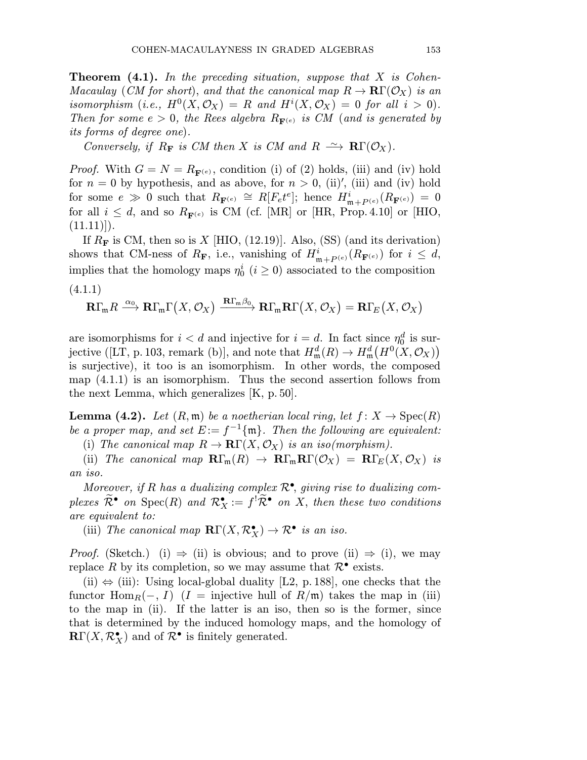**Theorem (4.1).** *In the preceding situation, suppose that $X$ is Cohen-Macaulay (CM for short), and that the canonical map $R \to \mathbf{R}\Gamma(\mathcal{O}_X)$ is an isomorphism (i.e., $H^0(X, \mathcal{O}_X) = R$ and $H^i(X, \mathcal{O}_X) = 0$ for all $i > 0$). Then for some $e > 0$, the Rees algebra $R_{\mathbf{F}^{(e)}}$ is CM (and is generated by its forms of degree one).*

*Conversely, if $R_{\mathbf{F}}$ is CM then $X$ is CM and $R \xrightarrow{\sim} \mathbf{R}\Gamma(\mathcal{O}_X)$.*

*Proof.* With $G = N = R_{\mathbf{F}^{(e)}}$, condition (i) of (2) holds, (iii) and (iv) hold for $n = 0$ by hypothesis, and as above, for $n > 0$, (ii)$'$, (iii) and (iv) hold for some $e \gg 0$ such that $R_{\mathbf{F}^{(e)}} \cong R[F_e t^e]$; hence $H^i_{\mathfrak{m}+P^{(e)}}(R_{\mathbf{F}^{(e)}}) = 0$ for all $i \le d$, and so $R_{\mathbf{F}^{(e)}}$ is CM (cf. [MR] or [HR, Prop. 4.10] or [HIO, (11.11)]).

If $R_{\mathbf{F}}$ is CM, then so is $X$ [HIO, (12.19)]. Also, (SS) (and its derivation) shows that CM-ness of $R_{\mathbf{F}}$, i.e., vanishing of $H^i_{\mathfrak{m}+P^{(e)}}(R_{\mathbf{F}^{(e)}})$ for $i \le d$, implies that the homology maps $\eta_0^i$ $(i \ge 0)$ associated to the composition

(4.1.1)

$$\mathbf{R}\Gamma_{\mathfrak{m}} R \xrightarrow{\alpha_0} \mathbf{R}\Gamma_{\mathfrak{m}}\Gamma\big(X, \mathcal{O}_X\big) \xrightarrow{\mathbf{R}\Gamma_{\mathfrak{m}}\beta_0} \mathbf{R}\Gamma_{\mathfrak{m}}\mathbf{R}\Gamma\big(X, \mathcal{O}_X\big) = \mathbf{R}\Gamma_E\big(X, \mathcal{O}_X\big)$$

are isomorphisms for $i < d$ and injective for $i = d$. In fact since $\eta_0^d$ is surjective ([LT, p. 103, remark (b)], and note that $H^d_{\mathfrak{m}}(R) \to H^d_{\mathfrak{m}}\big(H^0(X, \mathcal{O}_X)\big)$ is surjective), it too is an isomorphism. In other words, the composed map (4.1.1) is an isomorphism. Thus the second assertion follows from the next Lemma, which generalizes [K, p. 50].

**Lemma (4.2).** *Let $(R, \mathfrak{m})$ be a noetherian local ring, let $f \colon X \to \operatorname{Spec}(R)$ be a proper map, and set $E := f^{-1}\{\mathfrak{m}\}$. Then the following are equivalent:*

(i) *The canonical map $R \to \mathbf{R}\Gamma(X, \mathcal{O}_X)$ is an iso(morphism).*

(ii) *The canonical map $\mathbf{R}\Gamma_{\mathfrak{m}}(R) \to \mathbf{R}\Gamma_{\mathfrak{m}}\mathbf{R}\Gamma(\mathcal{O}_X) = \mathbf{R}\Gamma_E(X, \mathcal{O}_X)$ is an iso.*

*Moreover, if $R$ has a dualizing complex $\mathcal{R}^\bullet$, giving rise to dualizing complexes $\widetilde{\mathcal{R}}^\bullet$ on $\operatorname{Spec}(R)$ and $\mathcal{R}^\bullet_X := f^!\widetilde{\mathcal{R}}^\bullet$ on $X$, then these two conditions are equivalent to:*

(iii) *The canonical map $\mathbf{R}\Gamma(X, \mathcal{R}^\bullet_X) \to \mathcal{R}^\bullet$ is an iso.*

*Proof.* (Sketch.) (i) $\Rightarrow$ (ii) is obvious; and to prove (ii) $\Rightarrow$ (i), we may replace $R$ by its completion, so we may assume that $\mathcal{R}^\bullet$ exists.

(ii) $\Leftrightarrow$ (iii): Using local-global duality [L2, p. 188], one checks that the functor $\operatorname{Hom}_R(-, I)$ ($I$ = injective hull of $R/\mathfrak{m}$) takes the map in (iii) to the map in (ii). If the latter is an iso, then so is the former, since that is determined by the induced homology maps, and the homology of $\mathbf{R}\Gamma(X, \mathcal{R}^\bullet_X)$ and of $\mathcal{R}^\bullet$ is finitely generated.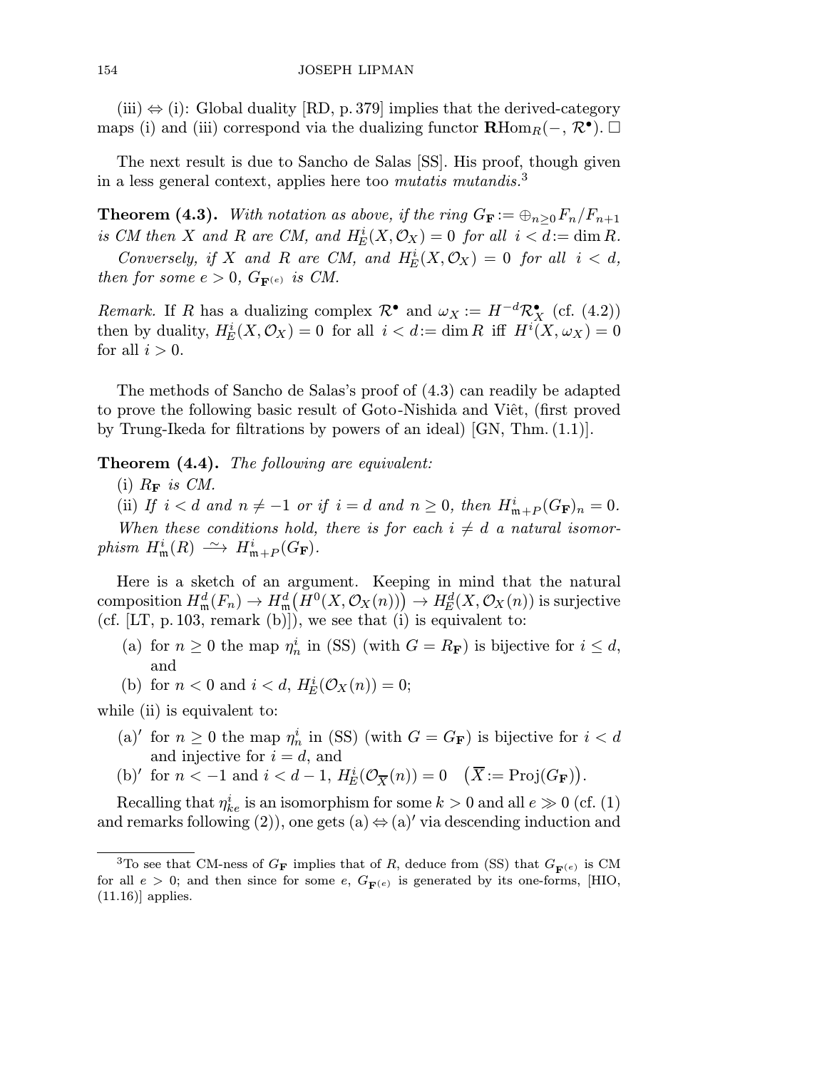(iii) ⇔ (i): Global duality [RD, p. 379] implies that the derived-category maps (i) and (iii) correspond via the dualizing functor $\mathbf{R}\mathrm{Hom}_R(-, \mathcal{R}^\bullet)$. □

The next result is due to Sancho de Salas [SS]. His proof, though given in a less general context, applies here too *mutatis mutandis.*[3]

**Theorem (4.3).** *With notation as above, if the ring* $G_{\mathbf{F}} := \oplus_{n\geq 0} F_n/F_{n+1}$ *is CM then* $X$ *and* $R$ *are CM, and* $H^i_E(X, \mathcal{O}_X) = 0$ *for all* $i < d := \dim R$.

*Conversely, if* $X$ *and* $R$ *are CM, and* $H^i_E(X, \mathcal{O}_X) = 0$ *for all* $i < d$, *then for some* $e > 0$, $G_{\mathbf{F}^{(e)}}$ *is CM.*

*Remark.* If $R$ has a dualizing complex $\mathcal{R}^\bullet$ and $\omega_X := H^{-d}\mathcal{R}^\bullet_X$ (cf. (4.2)) then by duality, $H^i_E(X, \mathcal{O}_X) = 0$ for all $i < d := \dim R$ iff $H^i(X, \omega_X) = 0$ for all $i > 0$.

The methods of Sancho de Salas's proof of (4.3) can readily be adapted to prove the following basic result of Goto-Nishida and Viêt, (first proved by Trung-Ikeda for filtrations by powers of an ideal) [GN, Thm. (1.1)].

**Theorem (4.4).** *The following are equivalent:*

(i) $R_{\mathbf{F}}$ *is CM.*

(ii) *If* $i < d$ *and* $n \neq -1$ *or if* $i = d$ *and* $n \geq 0$, *then* $H^i_{\mathfrak{m}+P}(G_{\mathbf{F}})_n = 0$.

*When these conditions hold, there is for each* $i \neq d$ *a natural isomorphism* $H^i_{\mathfrak{m}}(R) \xrightarrow{\sim} H^i_{\mathfrak{m}+P}(G_{\mathbf{F}})$.

Here is a sketch of an argument. Keeping in mind that the natural composition $H^d_{\mathfrak{m}}(F_n) \to H^d_{\mathfrak{m}}\big(H^0(X, \mathcal{O}_X(n))\big) \to H^d_E(X, \mathcal{O}_X(n))$ is surjective (cf. [LT, p. 103, remark (b)]), we see that (i) is equivalent to:

(a) for $n \geq 0$ the map $\eta^i_n$ in (SS) (with $G = R_{\mathbf{F}}$) is bijective for $i \leq d$, and

(b) for $n < 0$ and $i < d$, $H^i_E(\mathcal{O}_X(n)) = 0$;

while (ii) is equivalent to:

(a)′ for $n \geq 0$ the map $\eta^i_n$ in (SS) (with $G = G_{\mathbf{F}}$) is bijective for $i < d$ and injective for $i = d$, and

(b)′ for $n < -1$ and $i < d - 1$, $H^i_E(\mathcal{O}_{\overline{X}}(n)) = 0 \quad \big(\overline{X} := \mathrm{Proj}(G_{\mathbf{F}})\big)$.

Recalling that $\eta^i_{ke}$ is an isomorphism for some $k > 0$ and all $e \gg 0$ (cf. (1) and remarks following (2)), one gets (a) ⇔ (a)′ via descending induction and

[3] To see that CM-ness of $G_{\mathbf{F}}$ implies that of $R$, deduce from (SS) that $G_{\mathbf{F}^{(e)}}$ is CM for all $e > 0$; and then since for some $e$, $G_{\mathbf{F}^{(e)}}$ is generated by its one-forms, [HIO, (11.16)] applies.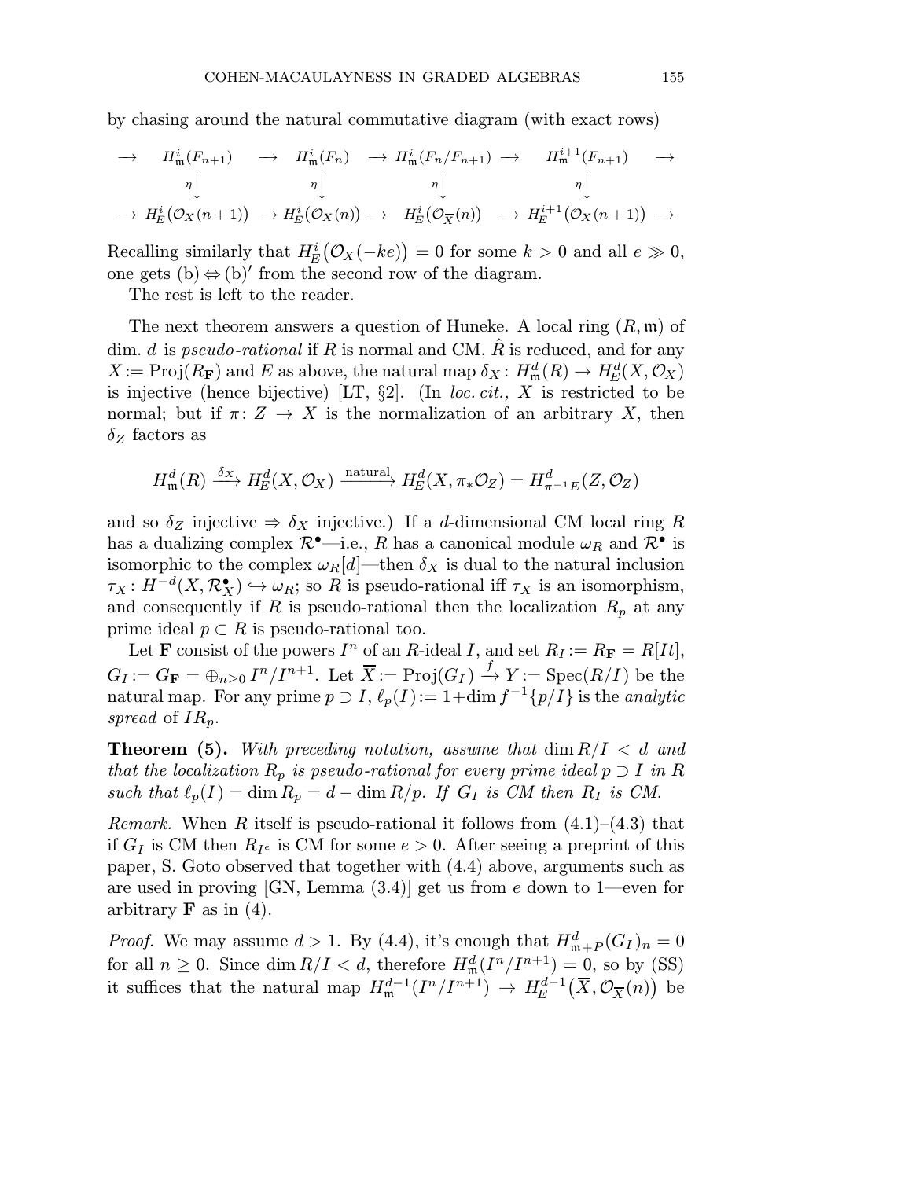by chasing around the natural commutative diagram (with exact rows)

$$\begin{array}{ccccccccc}
\to & H^i_{\mathfrak m}(F_{n+1}) & \to & H^i_{\mathfrak m}(F_n) & \to & H^i_{\mathfrak m}(F_n/F_{n+1}) & \to & H^{i+1}_{\mathfrak m}(F_{n+1}) & \to \\
 & {\scriptstyle\eta}\downarrow & & {\scriptstyle\eta}\downarrow & & {\scriptstyle\eta}\downarrow & & {\scriptstyle\eta}\downarrow & \\
\to & H^i_E\big(\mathcal O_X(n+1)\big) & \to & H^i_E\big(\mathcal O_X(n)\big) & \to & H^i_E\big(\mathcal O_{\overline X}(n)\big) & \to & H^{i+1}_E\big(\mathcal O_X(n+1)\big) & \to
\end{array}$$

Recalling similarly that $H^i_E\big(\mathcal O_X(-ke)\big)=0$ for some $k>0$ and all $e\gg 0$, one gets (b) $\Leftrightarrow$ (b)$'$ from the second row of the diagram.

The rest is left to the reader.

The next theorem answers a question of Huneke. A local ring $(R,\mathfrak m)$ of dim. $d$ is *pseudo-rational* if $R$ is normal and CM, $\hat R$ is reduced, and for any $X:=\operatorname{Proj}(R_{\mathbf F})$ and $E$ as above, the natural map $\delta_X\colon H^d_{\mathfrak m}(R)\to H^d_E(X,\mathcal O_X)$ is injective (hence bijective) [LT, §2]. (In *loc. cit.,* $X$ is restricted to be normal; but if $\pi\colon Z\to X$ is the normalization of an arbitrary $X$, then $\delta_Z$ factors as

$$H^d_{\mathfrak m}(R)\xrightarrow{\ \delta_X\ } H^d_E(X,\mathcal O_X)\xrightarrow{\ \text{natural}\ } H^d_E(X,\pi_*\mathcal O_Z)=H^d_{\pi^{-1}E}(Z,\mathcal O_Z)$$

and so $\delta_Z$ injective $\Rightarrow$ $\delta_X$ injective.) If a $d$-dimensional CM local ring $R$ has a dualizing complex $\mathcal R^\bullet$—i.e., $R$ has a canonical module $\omega_R$ and $\mathcal R^\bullet$ is isomorphic to the complex $\omega_R[d]$—then $\delta_X$ is dual to the natural inclusion $\tau_X\colon H^{-d}(X,\mathcal R^\bullet_X)\hookrightarrow\omega_R$; so $R$ is pseudo-rational iff $\tau_X$ is an isomorphism, and consequently if $R$ is pseudo-rational then the localization $R_p$ at any prime ideal $p\subset R$ is pseudo-rational too.

Let $\mathbf F$ consist of the powers $I^n$ of an $R$-ideal $I$, and set $R_I:=R_{\mathbf F}=R[It]$, $G_I:=G_{\mathbf F}=\oplus_{n\ge 0}I^n/I^{n+1}$. Let $\overline X:=\operatorname{Proj}(G_I)\xrightarrow{\ f\ }Y:=\operatorname{Spec}(R/I)$ be the natural map. For any prime $p\supset I$, $\ell_p(I):=1+\dim f^{-1}\{p/I\}$ is the *analytic spread* of $IR_p$.

**Theorem (5).** *With preceding notation, assume that $\dim R/I<d$ and that the localization $R_p$ is pseudo-rational for every prime ideal $p\supset I$ in $R$ such that $\ell_p(I)=\dim R_p=d-\dim R/p$. If $G_I$ is CM then $R_I$ is CM.*

*Remark.* When $R$ itself is pseudo-rational it follows from (4.1)–(4.3) that if $G_I$ is CM then $R_{I^e}$ is CM for some $e>0$. After seeing a preprint of this paper, S. Goto observed that together with (4.4) above, arguments such as are used in proving [GN, Lemma (3.4)] get us from $e$ down to 1—even for arbitrary $\mathbf F$ as in (4).

*Proof.* We may assume $d>1$. By (4.4), it's enough that $H^d_{\mathfrak m+P}(G_I)_n=0$ for all $n\ge 0$. Since $\dim R/I<d$, therefore $H^d_{\mathfrak m}(I^n/I^{n+1})=0$, so by (SS) it suffices that the natural map $H^{d-1}_{\mathfrak m}(I^n/I^{n+1})\to H^{d-1}_E\big(\overline X,\mathcal O_{\overline X}(n)\big)$ be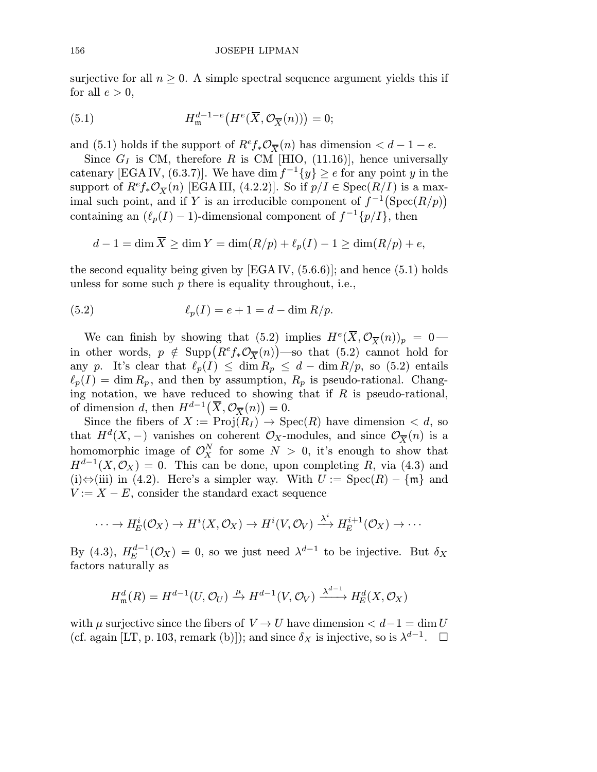surjective for all $n \geq 0$. A simple spectral sequence argument yields this if for all $e > 0$,

$$H^{d-1-e}_{\mathfrak{m}}\big(H^e(\overline{X}, \mathcal{O}_{\overline{X}}(n))\big) = 0; \tag{5.1}$$

and (5.1) holds if the support of $R^e f_* \mathcal{O}_{\overline{X}}(n)$ has dimension $< d-1-e$.

Since $G_I$ is CM, therefore $R$ is CM [HIO, (11.16)], hence universally catenary [EGA IV, (6.3.7)]. We have $\dim f^{-1}\{y\} \geq e$ for any point $y$ in the support of $R^e f_* \mathcal{O}_{\overline{X}}(n)$ [EGA III, (4.2.2)]. So if $p/I \in \operatorname{Spec}(R/I)$ is a maximal such point, and if $Y$ is an irreducible component of $f^{-1}\big(\operatorname{Spec}(R/p)\big)$ containing an $(\ell_p(I)-1)$-dimensional component of $f^{-1}\{p/I\}$, then

$$d-1 = \dim \overline{X} \geq \dim Y = \dim(R/p) + \ell_p(I) - 1 \geq \dim(R/p) + e,$$

the second equality being given by [EGA IV, (5.6.6)]; and hence (5.1) holds unless for some such $p$ there is equality throughout, i.e.,

$$\ell_p(I) = e+1 = d - \dim R/p. \tag{5.2}$$

We can finish by showing that (5.2) implies $H^e(\overline{X}, \mathcal{O}_{\overline{X}}(n))_p = 0$—in other words, $p \notin \operatorname{Supp}\big(R^e f_* \mathcal{O}_{\overline{X}}(n)\big)$—so that (5.2) cannot hold for any $p$. It's clear that $\ell_p(I) \leq \dim R_p \leq d - \dim R/p$, so (5.2) entails $\ell_p(I) = \dim R_p$, and then by assumption, $R_p$ is pseudo-rational. Changing notation, we have reduced to showing that if $R$ is pseudo-rational, of dimension $d$, then $H^{d-1}\big(\overline{X}, \mathcal{O}_{\overline{X}}(n)\big) = 0$.

Since the fibers of $X := \operatorname{Proj}(R_I) \to \operatorname{Spec}(R)$ have dimension $< d$, so that $H^d(X, -)$ vanishes on coherent $\mathcal{O}_X$-modules, and since $\mathcal{O}_{\overline{X}}(n)$ is a homomorphic image of $\mathcal{O}_X^N$ for some $N > 0$, it's enough to show that $H^{d-1}(X, \mathcal{O}_X) = 0$. This can be done, upon completing $R$, via (4.3) and (i)$\Leftrightarrow$(iii) in (4.2). Here's a simpler way. With $U := \operatorname{Spec}(R) - \{\mathfrak{m}\}$ and $V := X - E$, consider the standard exact sequence

$$\cdots \to H^i_E(\mathcal{O}_X) \to H^i(X, \mathcal{O}_X) \to H^i(V, \mathcal{O}_V) \xrightarrow{\lambda^i} H^{i+1}_E(\mathcal{O}_X) \to \cdots$$

By (4.3), $H^{d-1}_E(\mathcal{O}_X) = 0$, so we just need $\lambda^{d-1}$ to be injective. But $\delta_X$ factors naturally as

$$H^d_{\mathfrak{m}}(R) = H^{d-1}(U, \mathcal{O}_U) \xrightarrow{\mu} H^{d-1}(V, \mathcal{O}_V) \xrightarrow{\lambda^{d-1}} H^d_E(X, \mathcal{O}_X)$$

with $\mu$ surjective since the fibers of $V \to U$ have dimension $< d-1 = \dim U$ (cf. again [LT, p. 103, remark (b)]); and since $\delta_X$ is injective, so is $\lambda^{d-1}$. $\square$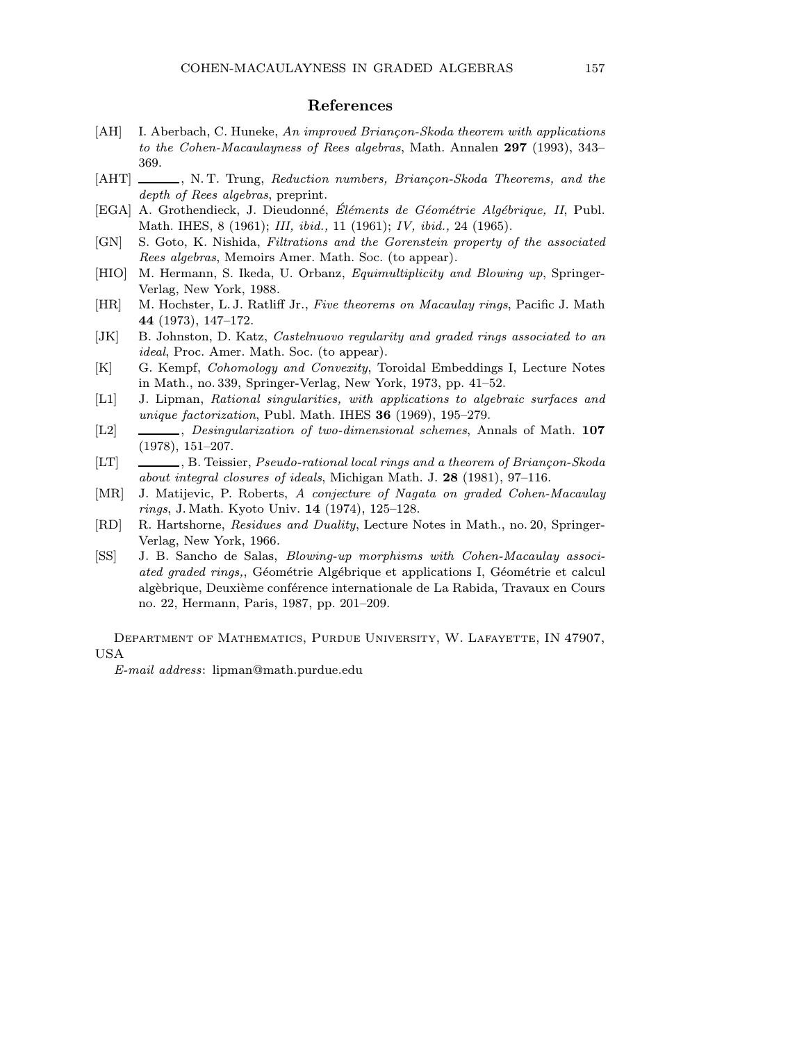## References

[AH] I. Aberbach, C. Huneke, *An improved Briançon-Skoda theorem with applications to the Cohen-Macaulayness of Rees algebras*, Math. Annalen **297** (1993), 343–369.

[AHT] ______, N. T. Trung, *Reduction numbers, Briançon-Skoda Theorems, and the depth of Rees algebras*, preprint.

[EGA] A. Grothendieck, J. Dieudonné, *Éléments de Géométrie Algébrique, II*, Publ. Math. IHES, 8 (1961); *III, ibid.,* 11 (1961); *IV, ibid.,* 24 (1965).

[GN] S. Goto, K. Nishida, *Filtrations and the Gorenstein property of the associated Rees algebras*, Memoirs Amer. Math. Soc. (to appear).

[HIO] M. Hermann, S. Ikeda, U. Orbanz, *Equimultiplicity and Blowing up*, Springer-Verlag, New York, 1988.

[HR] M. Hochster, L. J. Ratliff Jr., *Five theorems on Macaulay rings*, Pacific J. Math **44** (1973), 147–172.

[JK] B. Johnston, D. Katz, *Castelnuovo regularity and graded rings associated to an ideal*, Proc. Amer. Math. Soc. (to appear).

[K] G. Kempf, *Cohomology and Convexity*, Toroidal Embeddings I, Lecture Notes in Math., no. 339, Springer-Verlag, New York, 1973, pp. 41–52.

[L1] J. Lipman, *Rational singularities, with applications to algebraic surfaces and unique factorization*, Publ. Math. IHES **36** (1969), 195–279.

[L2] ______, *Desingularization of two-dimensional schemes*, Annals of Math. **107** (1978), 151–207.

[LT] ______, B. Teissier, *Pseudo-rational local rings and a theorem of Briançon-Skoda about integral closures of ideals*, Michigan Math. J. **28** (1981), 97–116.

[MR] J. Matijevic, P. Roberts, *A conjecture of Nagata on graded Cohen-Macaulay rings*, J. Math. Kyoto Univ. **14** (1974), 125–128.

[RD] R. Hartshorne, *Residues and Duality*, Lecture Notes in Math., no. 20, Springer-Verlag, New York, 1966.

[SS] J. B. Sancho de Salas, *Blowing-up morphisms with Cohen-Macaulay associated graded rings,*, Géométrie Algébrique et applications I, Géométrie et calcul algèbrique, Deuxième conférence internationale de La Rabida, Travaux en Cours no. 22, Hermann, Paris, 1987, pp. 201–209.

Department of Mathematics, Purdue University, W. Lafayette, IN 47907, USA

*E-mail address*: lipman@math.purdue.edu